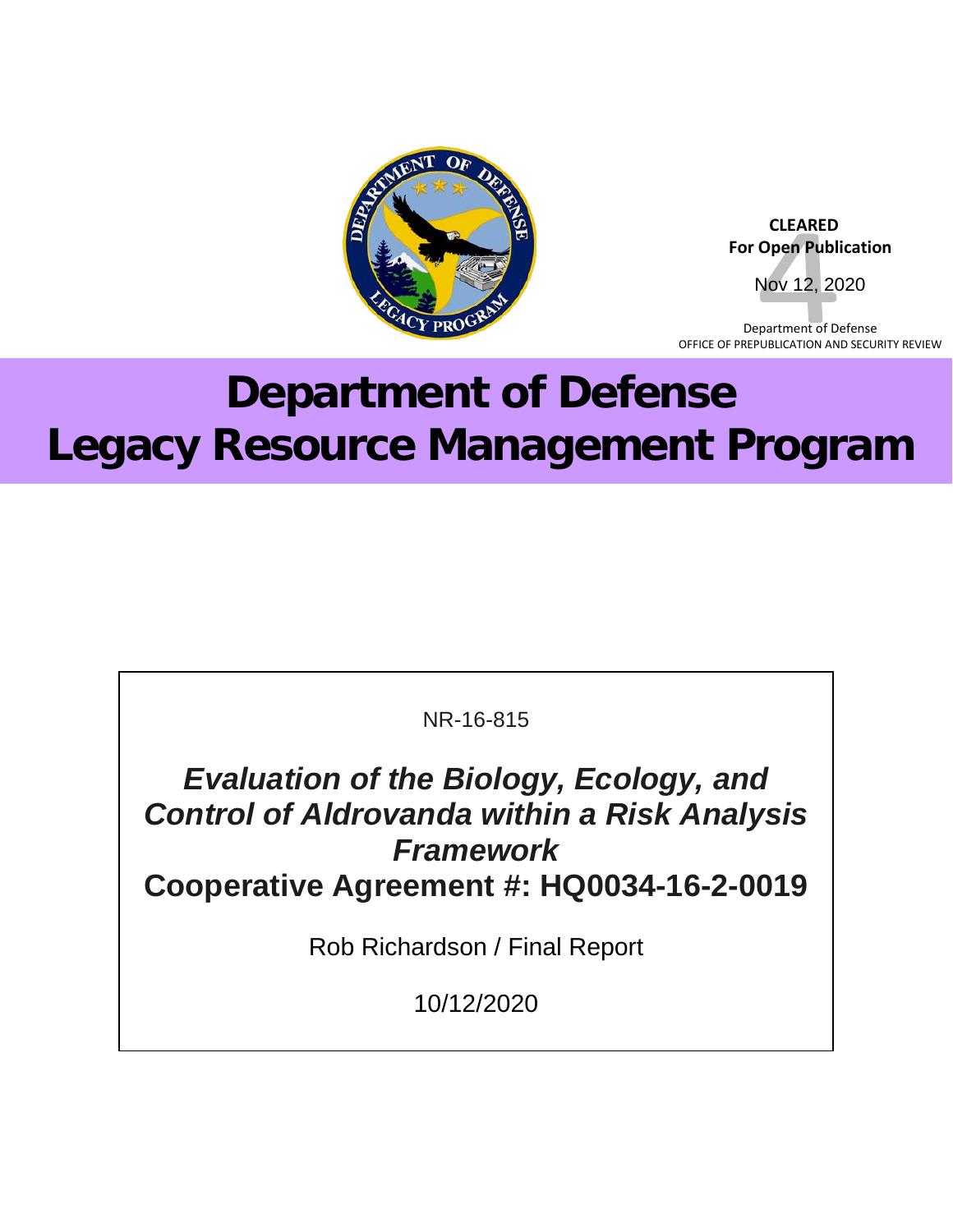CLEARED
For Open Publication

Nov 12, 2020

Department of Defense
OFFICE OF PREPUBLICATION AND SECURITY REVIEW

# Department of Defense Legacy Resource Management Program

NR-16-815

## *Evaluation of the Biology, Ecology, and Control of Aldrovanda within a Risk Analysis Framework*

## Cooperative Agreement #: HQ0034-16-2-0019

Rob Richardson / Final Report

10/12/2020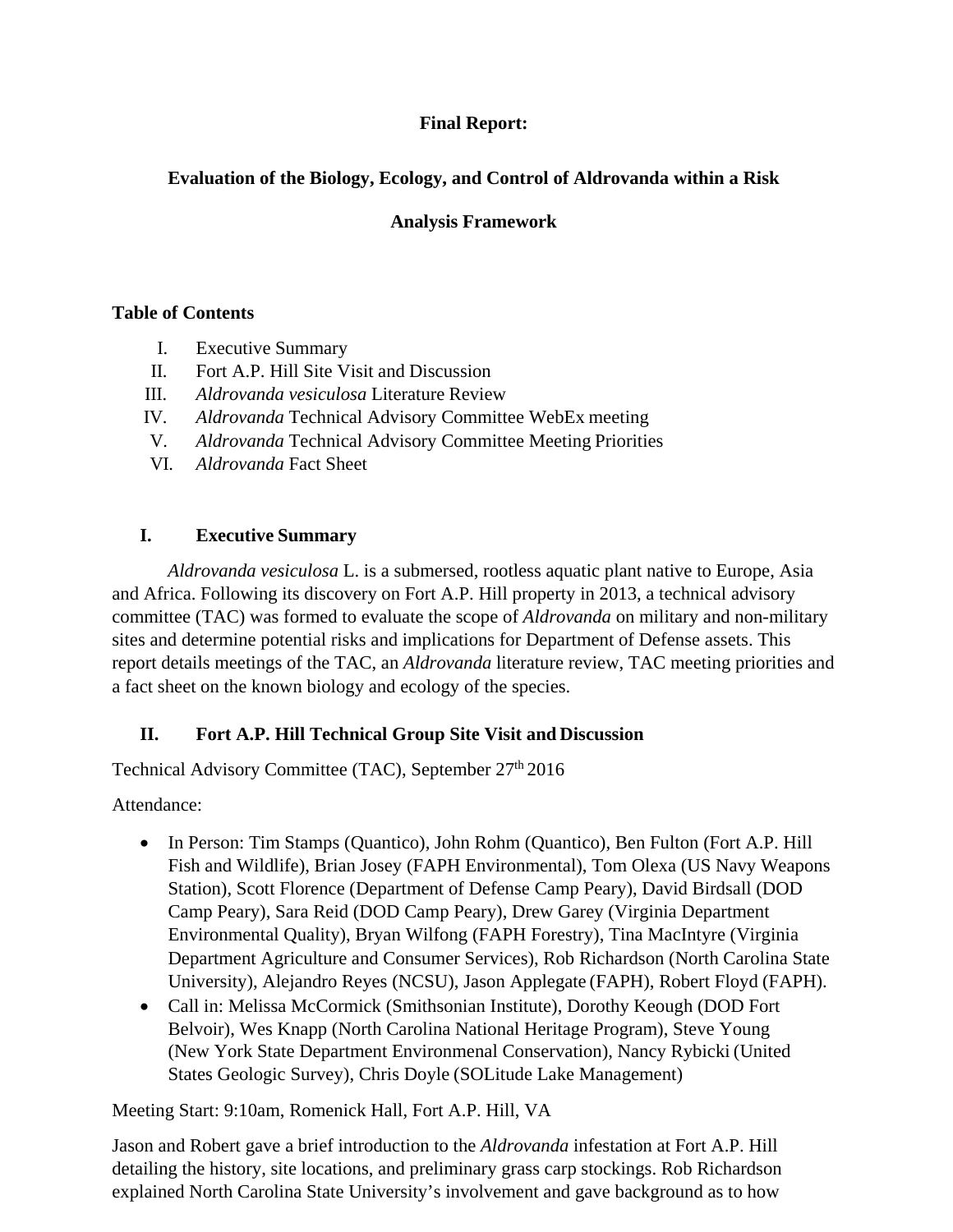**Final Report:**

**Evaluation of the Biology, Ecology, and Control of Aldrovanda within a Risk Analysis Framework**

**Table of Contents**

I. Executive Summary
II. Fort A.P. Hill Site Visit and Discussion
III. *Aldrovanda vesiculosa* Literature Review
IV. *Aldrovanda* Technical Advisory Committee WebEx meeting
V. *Aldrovanda* Technical Advisory Committee Meeting Priorities
VI. *Aldrovanda* Fact Sheet

## I. Executive Summary

*Aldrovanda vesiculosa* L. is a submersed, rootless aquatic plant native to Europe, Asia and Africa. Following its discovery on Fort A.P. Hill property in 2013, a technical advisory committee (TAC) was formed to evaluate the scope of *Aldrovanda* on military and non-military sites and determine potential risks and implications for Department of Defense assets. This report details meetings of the TAC, an *Aldrovanda* literature review, TAC meeting priorities and a fact sheet on the known biology and ecology of the species.

## II. Fort A.P. Hill Technical Group Site Visit and Discussion

Technical Advisory Committee (TAC), September 27th 2016

Attendance:

- In Person: Tim Stamps (Quantico), John Rohm (Quantico), Ben Fulton (Fort A.P. Hill Fish and Wildlife), Brian Josey (FAPH Environmental), Tom Olexa (US Navy Weapons Station), Scott Florence (Department of Defense Camp Peary), David Birdsall (DOD Camp Peary), Sara Reid (DOD Camp Peary), Drew Garey (Virginia Department Environmental Quality), Bryan Wilfong (FAPH Forestry), Tina MacIntyre (Virginia Department Agriculture and Consumer Services), Rob Richardson (North Carolina State University), Alejandro Reyes (NCSU), Jason Applegate (FAPH), Robert Floyd (FAPH).
- Call in: Melissa McCormick (Smithsonian Institute), Dorothy Keough (DOD Fort Belvoir), Wes Knapp (North Carolina National Heritage Program), Steve Young (New York State Department Environmenal Conservation), Nancy Rybicki (United States Geologic Survey), Chris Doyle (SOLitude Lake Management)

Meeting Start: 9:10am, Romenick Hall, Fort A.P. Hill, VA

Jason and Robert gave a brief introduction to the *Aldrovanda* infestation at Fort A.P. Hill detailing the history, site locations, and preliminary grass carp stockings. Rob Richardson explained North Carolina State University's involvement and gave background as to how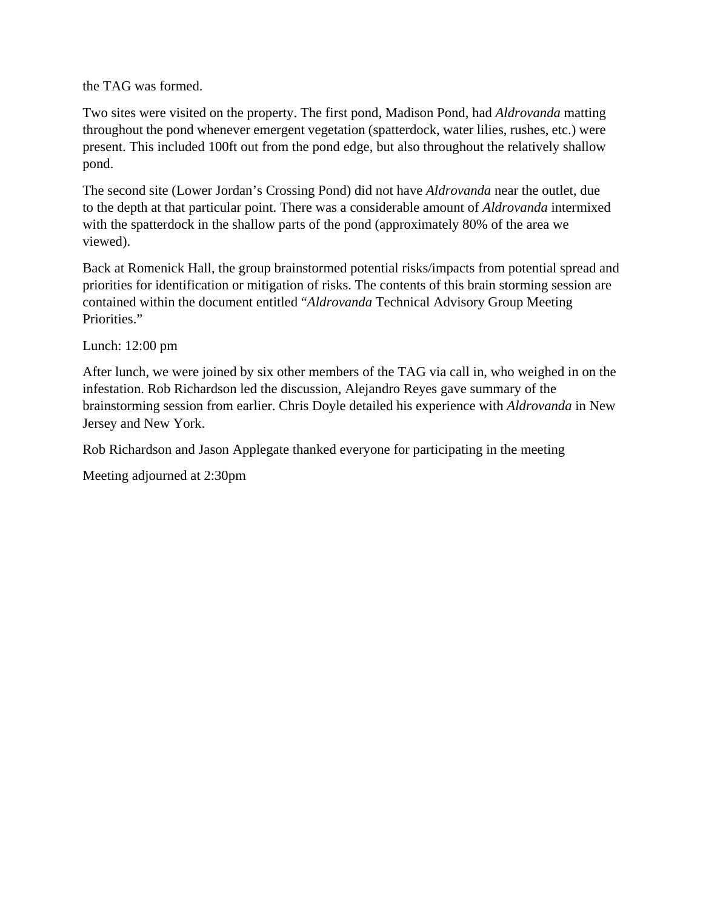the TAG was formed.

Two sites were visited on the property. The first pond, Madison Pond, had *Aldrovanda* matting throughout the pond whenever emergent vegetation (spatterdock, water lilies, rushes, etc.) were present. This included 100ft out from the pond edge, but also throughout the relatively shallow pond.

The second site (Lower Jordan's Crossing Pond) did not have *Aldrovanda* near the outlet, due to the depth at that particular point. There was a considerable amount of *Aldrovanda* intermixed with the spatterdock in the shallow parts of the pond (approximately 80% of the area we viewed).

Back at Romenick Hall, the group brainstormed potential risks/impacts from potential spread and priorities for identification or mitigation of risks. The contents of this brain storming session are contained within the document entitled "*Aldrovanda* Technical Advisory Group Meeting Priorities."

Lunch: 12:00 pm

After lunch, we were joined by six other members of the TAG via call in, who weighed in on the infestation. Rob Richardson led the discussion, Alejandro Reyes gave summary of the brainstorming session from earlier. Chris Doyle detailed his experience with *Aldrovanda* in New Jersey and New York.

Rob Richardson and Jason Applegate thanked everyone for participating in the meeting

Meeting adjourned at 2:30pm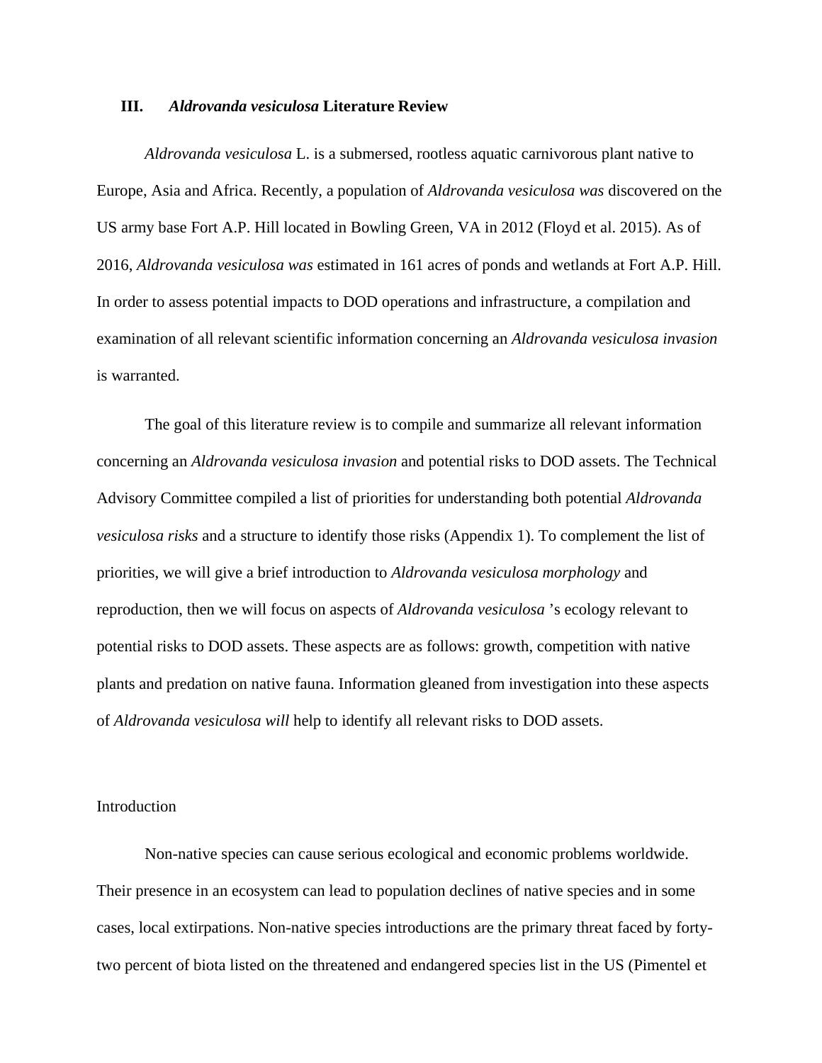### III. *Aldrovanda vesiculosa* Literature Review

*Aldrovanda vesiculosa* L. is a submersed, rootless aquatic carnivorous plant native to Europe, Asia and Africa. Recently, a population of *Aldrovanda vesiculosa was* discovered on the US army base Fort A.P. Hill located in Bowling Green, VA in 2012 (Floyd et al. 2015). As of 2016, *Aldrovanda vesiculosa was* estimated in 161 acres of ponds and wetlands at Fort A.P. Hill. In order to assess potential impacts to DOD operations and infrastructure, a compilation and examination of all relevant scientific information concerning an *Aldrovanda vesiculosa invasion* is warranted.

The goal of this literature review is to compile and summarize all relevant information concerning an *Aldrovanda vesiculosa invasion* and potential risks to DOD assets. The Technical Advisory Committee compiled a list of priorities for understanding both potential *Aldrovanda vesiculosa risks* and a structure to identify those risks (Appendix 1). To complement the list of priorities, we will give a brief introduction to *Aldrovanda vesiculosa morphology* and reproduction, then we will focus on aspects of *Aldrovanda vesiculosa* 's ecology relevant to potential risks to DOD assets. These aspects are as follows: growth, competition with native plants and predation on native fauna. Information gleaned from investigation into these aspects of *Aldrovanda vesiculosa will* help to identify all relevant risks to DOD assets.

#### Introduction

Non-native species can cause serious ecological and economic problems worldwide. Their presence in an ecosystem can lead to population declines of native species and in some cases, local extirpations. Non-native species introductions are the primary threat faced by forty-two percent of biota listed on the threatened and endangered species list in the US (Pimentel et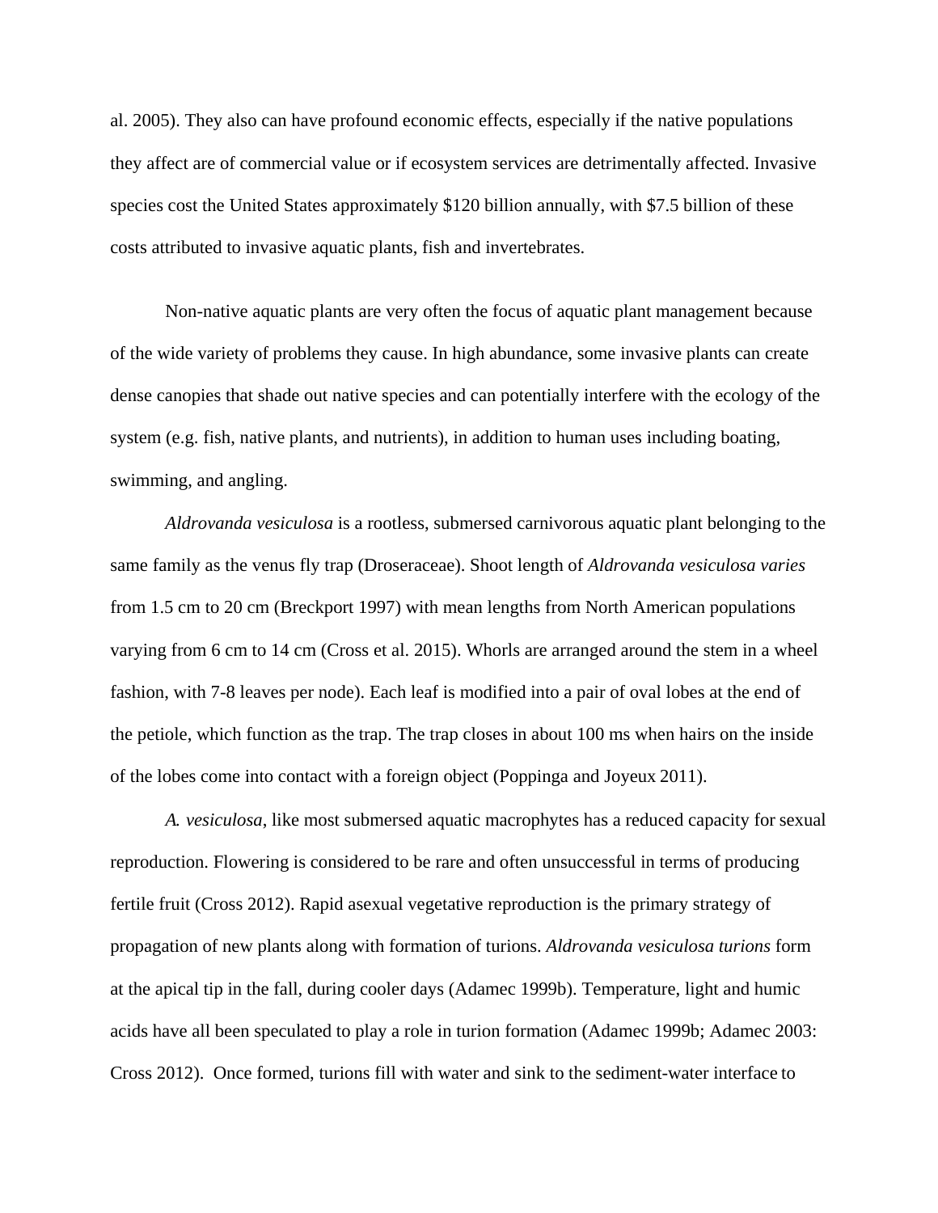al. 2005). They also can have profound economic effects, especially if the native populations they affect are of commercial value or if ecosystem services are detrimentally affected. Invasive species cost the United States approximately $120 billion annually, with $7.5 billion of these costs attributed to invasive aquatic plants, fish and invertebrates.

Non-native aquatic plants are very often the focus of aquatic plant management because of the wide variety of problems they cause. In high abundance, some invasive plants can create dense canopies that shade out native species and can potentially interfere with the ecology of the system (e.g. fish, native plants, and nutrients), in addition to human uses including boating, swimming, and angling.

*Aldrovanda vesiculosa* is a rootless, submersed carnivorous aquatic plant belonging to the same family as the venus fly trap (Droseraceae). Shoot length of *Aldrovanda vesiculosa varies* from 1.5 cm to 20 cm (Breckport 1997) with mean lengths from North American populations varying from 6 cm to 14 cm (Cross et al. 2015). Whorls are arranged around the stem in a wheel fashion, with 7-8 leaves per node). Each leaf is modified into a pair of oval lobes at the end of the petiole, which function as the trap. The trap closes in about 100 ms when hairs on the inside of the lobes come into contact with a foreign object (Poppinga and Joyeux 2011).

*A. vesiculosa*, like most submersed aquatic macrophytes has a reduced capacity for sexual reproduction. Flowering is considered to be rare and often unsuccessful in terms of producing fertile fruit (Cross 2012). Rapid asexual vegetative reproduction is the primary strategy of propagation of new plants along with formation of turions. *Aldrovanda vesiculosa turions* form at the apical tip in the fall, during cooler days (Adamec 1999b). Temperature, light and humic acids have all been speculated to play a role in turion formation (Adamec 1999b; Adamec 2003: Cross 2012). Once formed, turions fill with water and sink to the sediment-water interface to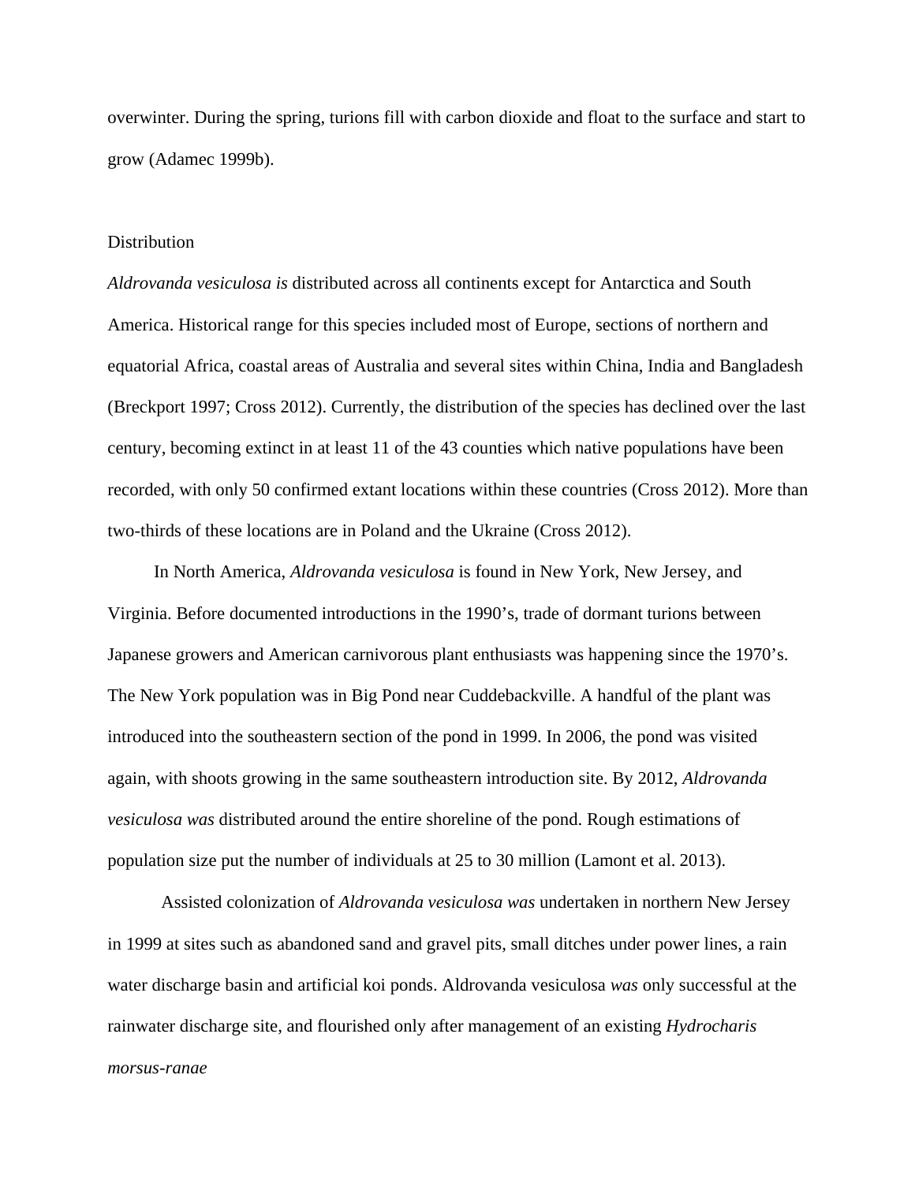overwinter. During the spring, turions fill with carbon dioxide and float to the surface and start to grow (Adamec 1999b).

## Distribution

*Aldrovanda vesiculosa is* distributed across all continents except for Antarctica and South America. Historical range for this species included most of Europe, sections of northern and equatorial Africa, coastal areas of Australia and several sites within China, India and Bangladesh (Breckport 1997; Cross 2012). Currently, the distribution of the species has declined over the last century, becoming extinct in at least 11 of the 43 counties which native populations have been recorded, with only 50 confirmed extant locations within these countries (Cross 2012). More than two-thirds of these locations are in Poland and the Ukraine (Cross 2012).

In North America, *Aldrovanda vesiculosa* is found in New York, New Jersey, and Virginia. Before documented introductions in the 1990's, trade of dormant turions between Japanese growers and American carnivorous plant enthusiasts was happening since the 1970's. The New York population was in Big Pond near Cuddebackville. A handful of the plant was introduced into the southeastern section of the pond in 1999. In 2006, the pond was visited again, with shoots growing in the same southeastern introduction site. By 2012, *Aldrovanda vesiculosa was* distributed around the entire shoreline of the pond. Rough estimations of population size put the number of individuals at 25 to 30 million (Lamont et al. 2013).

Assisted colonization of *Aldrovanda vesiculosa was* undertaken in northern New Jersey in 1999 at sites such as abandoned sand and gravel pits, small ditches under power lines, a rain water discharge basin and artificial koi ponds. Aldrovanda vesiculosa *was* only successful at the rainwater discharge site, and flourished only after management of an existing *Hydrocharis morsus-ranae*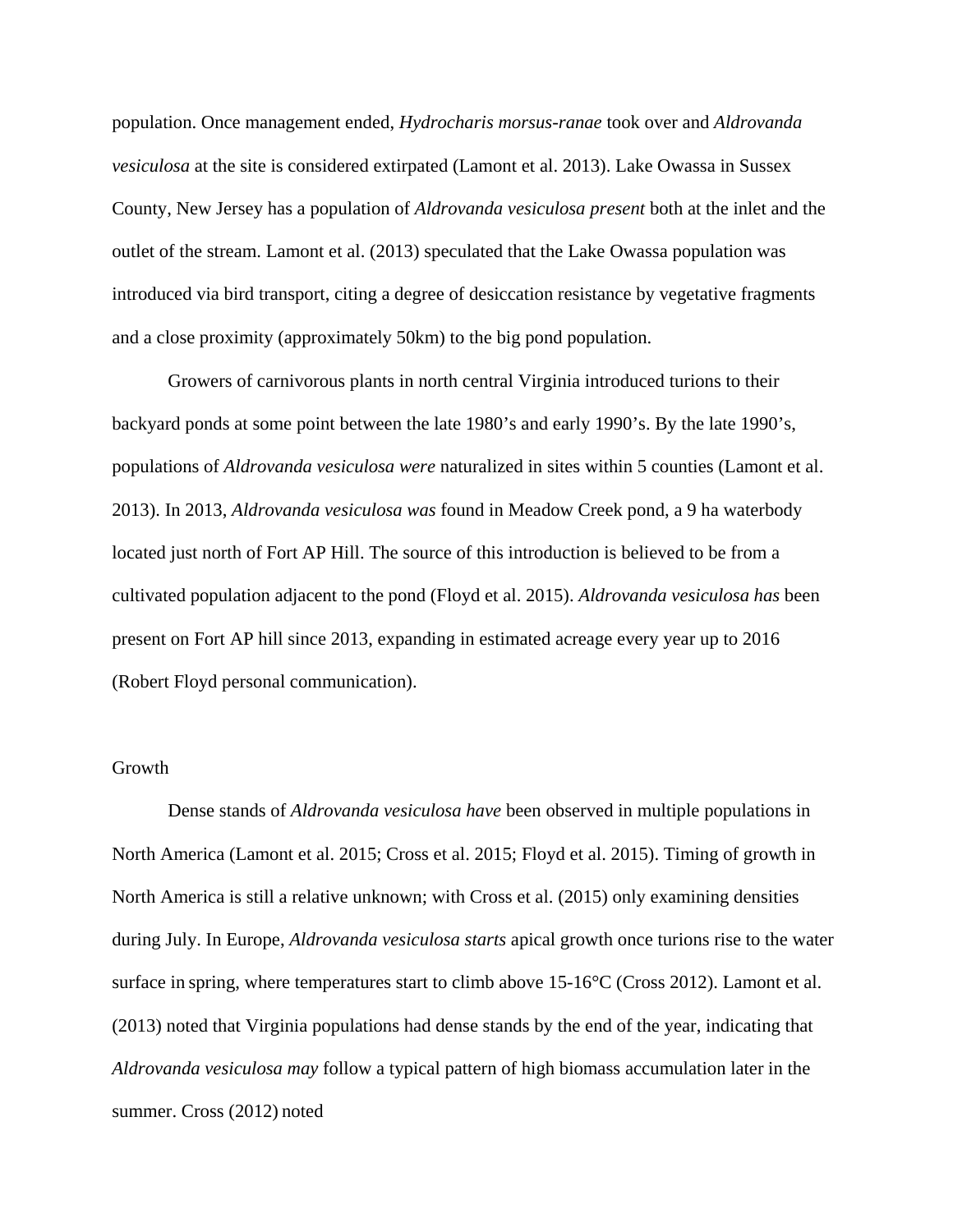population. Once management ended, *Hydrocharis morsus-ranae* took over and *Aldrovanda vesiculosa* at the site is considered extirpated (Lamont et al. 2013). Lake Owassa in Sussex County, New Jersey has a population of *Aldrovanda vesiculosa present* both at the inlet and the outlet of the stream. Lamont et al. (2013) speculated that the Lake Owassa population was introduced via bird transport, citing a degree of desiccation resistance by vegetative fragments and a close proximity (approximately 50km) to the big pond population.

Growers of carnivorous plants in north central Virginia introduced turions to their backyard ponds at some point between the late 1980's and early 1990's. By the late 1990's, populations of *Aldrovanda vesiculosa were* naturalized in sites within 5 counties (Lamont et al. 2013). In 2013, *Aldrovanda vesiculosa was* found in Meadow Creek pond, a 9 ha waterbody located just north of Fort AP Hill. The source of this introduction is believed to be from a cultivated population adjacent to the pond (Floyd et al. 2015). *Aldrovanda vesiculosa has* been present on Fort AP hill since 2013, expanding in estimated acreage every year up to 2016 (Robert Floyd personal communication).

## Growth

Dense stands of *Aldrovanda vesiculosa have* been observed in multiple populations in North America (Lamont et al. 2015; Cross et al. 2015; Floyd et al. 2015). Timing of growth in North America is still a relative unknown; with Cross et al. (2015) only examining densities during July. In Europe, *Aldrovanda vesiculosa starts* apical growth once turions rise to the water surface in spring, where temperatures start to climb above 15-16°C (Cross 2012). Lamont et al. (2013) noted that Virginia populations had dense stands by the end of the year, indicating that *Aldrovanda vesiculosa may* follow a typical pattern of high biomass accumulation later in the summer. Cross (2012) noted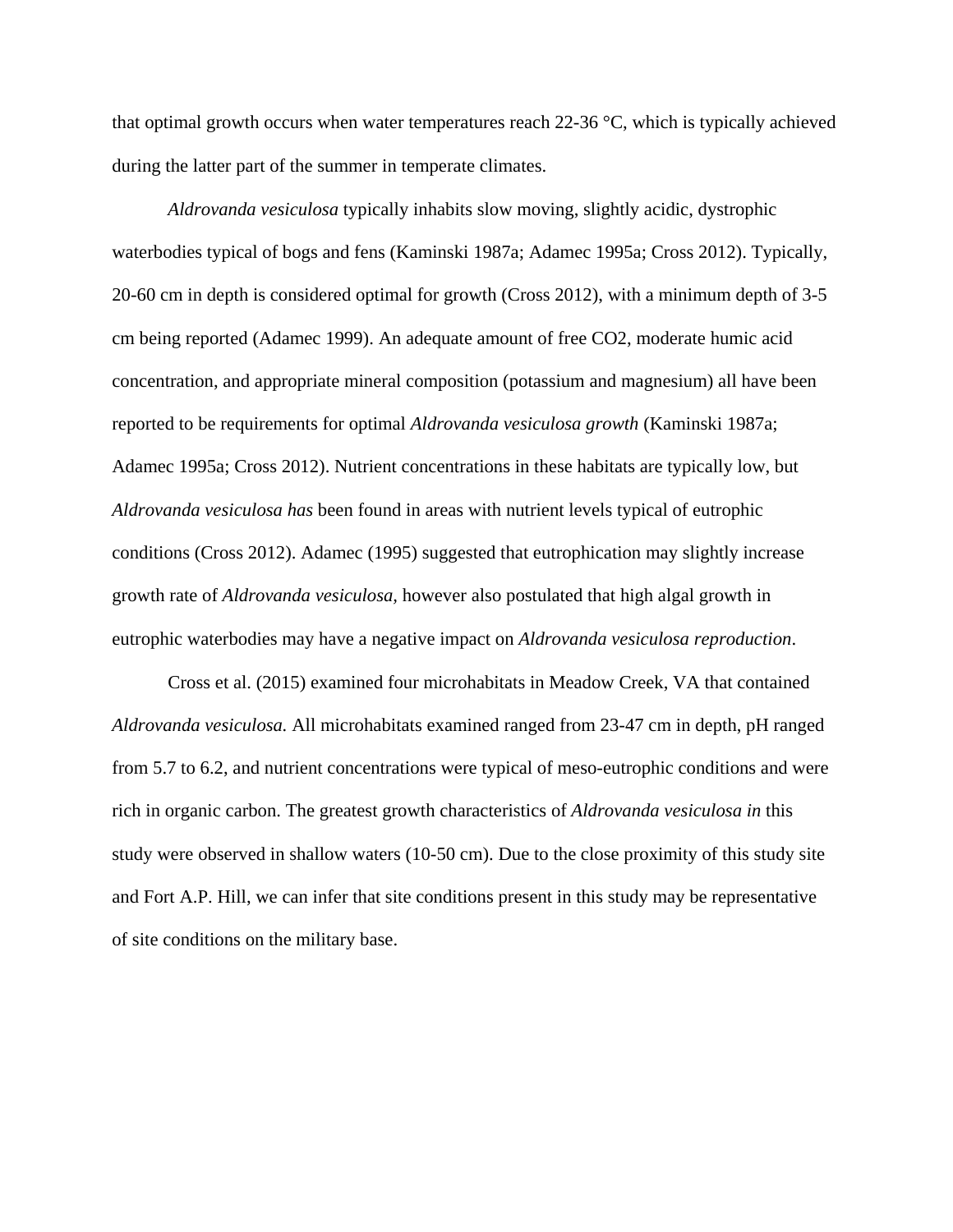that optimal growth occurs when water temperatures reach 22-36 °C, which is typically achieved during the latter part of the summer in temperate climates.

*Aldrovanda vesiculosa* typically inhabits slow moving, slightly acidic, dystrophic waterbodies typical of bogs and fens (Kaminski 1987a; Adamec 1995a; Cross 2012). Typically, 20-60 cm in depth is considered optimal for growth (Cross 2012), with a minimum depth of 3-5 cm being reported (Adamec 1999). An adequate amount of free CO2, moderate humic acid concentration, and appropriate mineral composition (potassium and magnesium) all have been reported to be requirements for optimal *Aldrovanda vesiculosa growth* (Kaminski 1987a; Adamec 1995a; Cross 2012). Nutrient concentrations in these habitats are typically low, but *Aldrovanda vesiculosa has* been found in areas with nutrient levels typical of eutrophic conditions (Cross 2012). Adamec (1995) suggested that eutrophication may slightly increase growth rate of *Aldrovanda vesiculosa,* however also postulated that high algal growth in eutrophic waterbodies may have a negative impact on *Aldrovanda vesiculosa reproduction*.

Cross et al. (2015) examined four microhabitats in Meadow Creek, VA that contained *Aldrovanda vesiculosa.* All microhabitats examined ranged from 23-47 cm in depth, pH ranged from 5.7 to 6.2, and nutrient concentrations were typical of meso-eutrophic conditions and were rich in organic carbon. The greatest growth characteristics of *Aldrovanda vesiculosa in* this study were observed in shallow waters (10-50 cm). Due to the close proximity of this study site and Fort A.P. Hill, we can infer that site conditions present in this study may be representative of site conditions on the military base.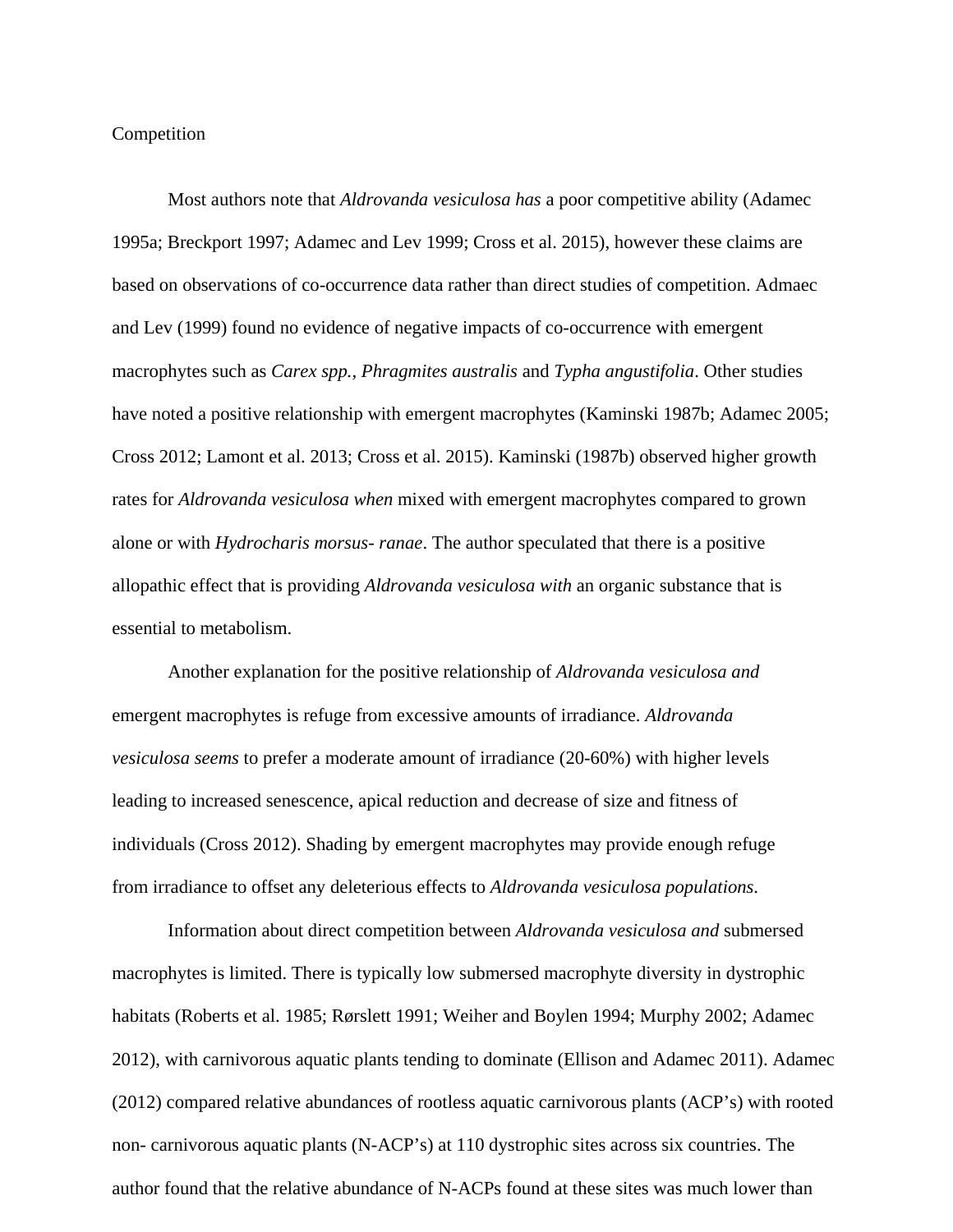Competition

Most authors note that *Aldrovanda vesiculosa has* a poor competitive ability (Adamec 1995a; Breckport 1997; Adamec and Lev 1999; Cross et al. 2015), however these claims are based on observations of co-occurrence data rather than direct studies of competition. Admaec and Lev (1999) found no evidence of negative impacts of co-occurrence with emergent macrophytes such as *Carex spp., Phragmites australis* and *Typha angustifolia*. Other studies have noted a positive relationship with emergent macrophytes (Kaminski 1987b; Adamec 2005; Cross 2012; Lamont et al. 2013; Cross et al. 2015). Kaminski (1987b) observed higher growth rates for *Aldrovanda vesiculosa when* mixed with emergent macrophytes compared to grown alone or with *Hydrocharis morsus- ranae*. The author speculated that there is a positive allopathic effect that is providing *Aldrovanda vesiculosa with* an organic substance that is essential to metabolism.

Another explanation for the positive relationship of *Aldrovanda vesiculosa and* emergent macrophytes is refuge from excessive amounts of irradiance. *Aldrovanda vesiculosa seems* to prefer a moderate amount of irradiance (20-60%) with higher levels leading to increased senescence, apical reduction and decrease of size and fitness of individuals (Cross 2012). Shading by emergent macrophytes may provide enough refuge from irradiance to offset any deleterious effects to *Aldrovanda vesiculosa populations*.

Information about direct competition between *Aldrovanda vesiculosa and* submersed macrophytes is limited. There is typically low submersed macrophyte diversity in dystrophic habitats (Roberts et al. 1985; Rørslett 1991; Weiher and Boylen 1994; Murphy 2002; Adamec 2012), with carnivorous aquatic plants tending to dominate (Ellison and Adamec 2011). Adamec (2012) compared relative abundances of rootless aquatic carnivorous plants (ACP's) with rooted non- carnivorous aquatic plants (N-ACP's) at 110 dystrophic sites across six countries. The author found that the relative abundance of N-ACPs found at these sites was much lower than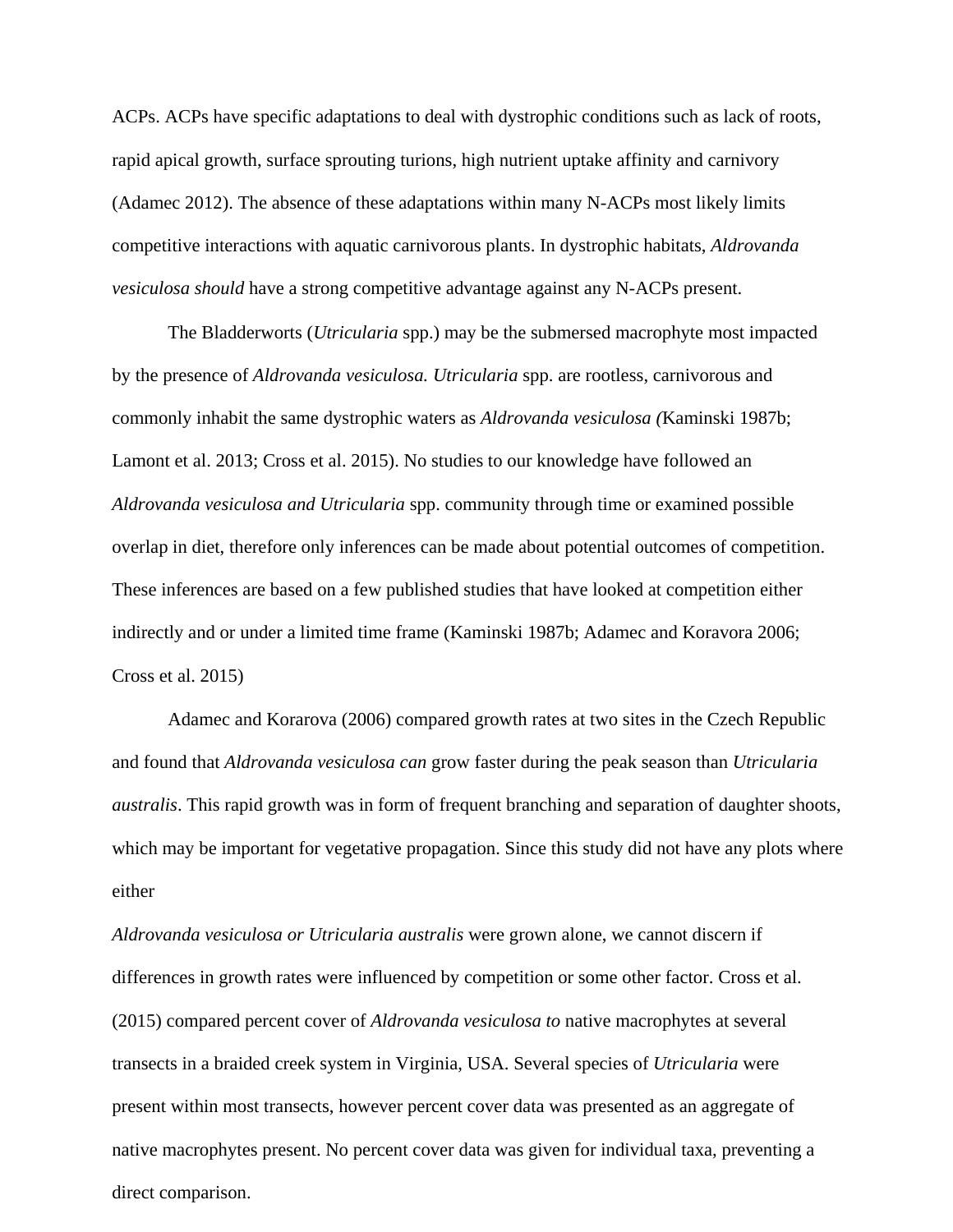ACPs. ACPs have specific adaptations to deal with dystrophic conditions such as lack of roots, rapid apical growth, surface sprouting turions, high nutrient uptake affinity and carnivory (Adamec 2012). The absence of these adaptations within many N-ACPs most likely limits competitive interactions with aquatic carnivorous plants. In dystrophic habitats, *Aldrovanda vesiculosa should* have a strong competitive advantage against any N-ACPs present.

The Bladderworts (*Utricularia* spp.) may be the submersed macrophyte most impacted by the presence of *Aldrovanda vesiculosa. Utricularia* spp. are rootless, carnivorous and commonly inhabit the same dystrophic waters as *Aldrovanda vesiculosa (*Kaminski 1987b; Lamont et al. 2013; Cross et al. 2015). No studies to our knowledge have followed an *Aldrovanda vesiculosa and Utricularia* spp. community through time or examined possible overlap in diet, therefore only inferences can be made about potential outcomes of competition. These inferences are based on a few published studies that have looked at competition either indirectly and or under a limited time frame (Kaminski 1987b; Adamec and Koravora 2006; Cross et al. 2015)

Adamec and Korarova (2006) compared growth rates at two sites in the Czech Republic and found that *Aldrovanda vesiculosa can* grow faster during the peak season than *Utricularia australis*. This rapid growth was in form of frequent branching and separation of daughter shoots, which may be important for vegetative propagation. Since this study did not have any plots where either

*Aldrovanda vesiculosa or Utricularia australis* were grown alone, we cannot discern if differences in growth rates were influenced by competition or some other factor. Cross et al. (2015) compared percent cover of *Aldrovanda vesiculosa to* native macrophytes at several transects in a braided creek system in Virginia, USA. Several species of *Utricularia* were present within most transects, however percent cover data was presented as an aggregate of native macrophytes present. No percent cover data was given for individual taxa, preventing a direct comparison.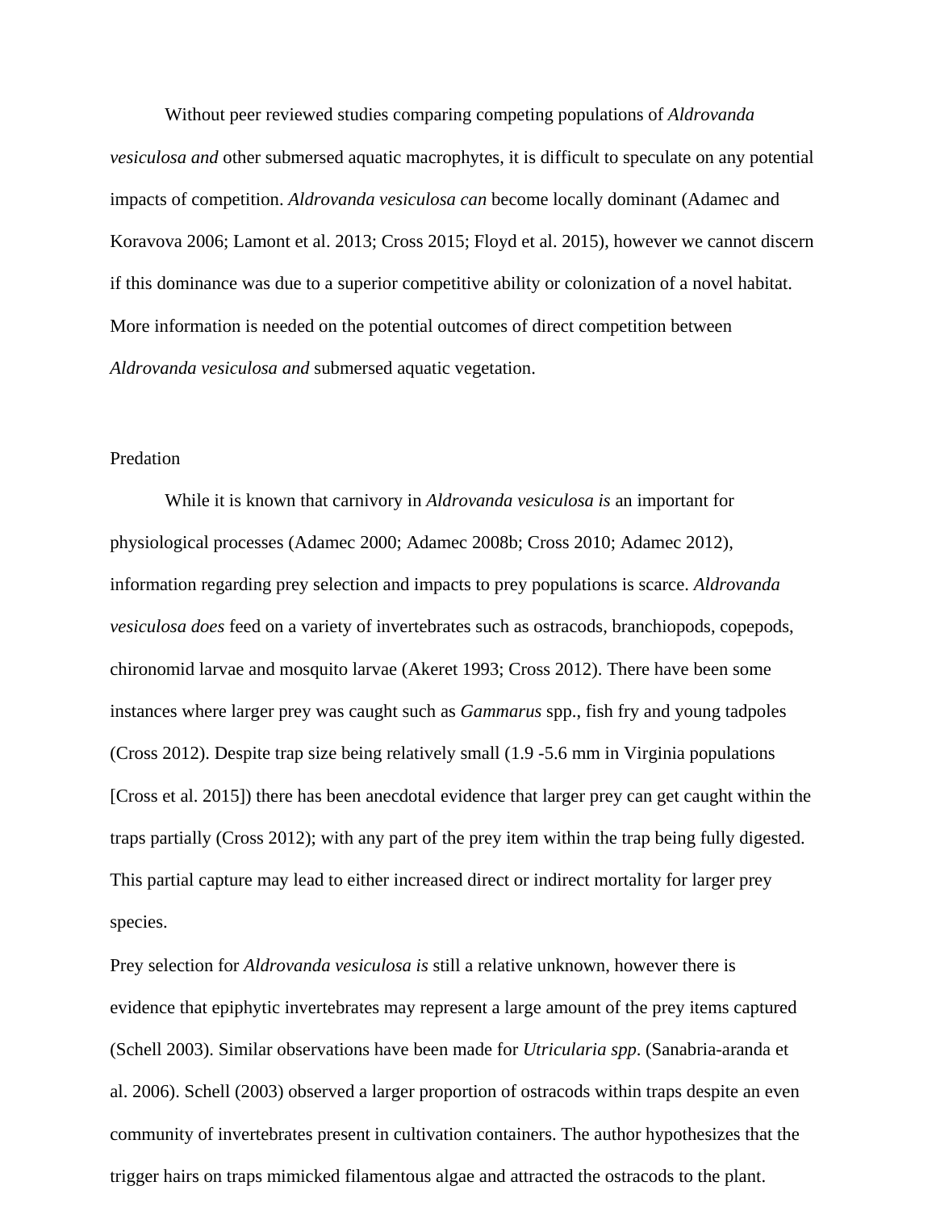Without peer reviewed studies comparing competing populations of *Aldrovanda vesiculosa and* other submersed aquatic macrophytes, it is difficult to speculate on any potential impacts of competition. *Aldrovanda vesiculosa can* become locally dominant (Adamec and Koravova 2006; Lamont et al. 2013; Cross 2015; Floyd et al. 2015), however we cannot discern if this dominance was due to a superior competitive ability or colonization of a novel habitat. More information is needed on the potential outcomes of direct competition between *Aldrovanda vesiculosa and* submersed aquatic vegetation.

## Predation

While it is known that carnivory in *Aldrovanda vesiculosa is* an important for physiological processes (Adamec 2000; Adamec 2008b; Cross 2010; Adamec 2012), information regarding prey selection and impacts to prey populations is scarce. *Aldrovanda vesiculosa does* feed on a variety of invertebrates such as ostracods, branchiopods, copepods, chironomid larvae and mosquito larvae (Akeret 1993; Cross 2012). There have been some instances where larger prey was caught such as *Gammarus* spp., fish fry and young tadpoles (Cross 2012). Despite trap size being relatively small (1.9 -5.6 mm in Virginia populations [Cross et al. 2015]) there has been anecdotal evidence that larger prey can get caught within the traps partially (Cross 2012); with any part of the prey item within the trap being fully digested. This partial capture may lead to either increased direct or indirect mortality for larger prey species.

Prey selection for *Aldrovanda vesiculosa is* still a relative unknown, however there is evidence that epiphytic invertebrates may represent a large amount of the prey items captured (Schell 2003). Similar observations have been made for *Utricularia spp*. (Sanabria-aranda et al. 2006). Schell (2003) observed a larger proportion of ostracods within traps despite an even community of invertebrates present in cultivation containers. The author hypothesizes that the trigger hairs on traps mimicked filamentous algae and attracted the ostracods to the plant.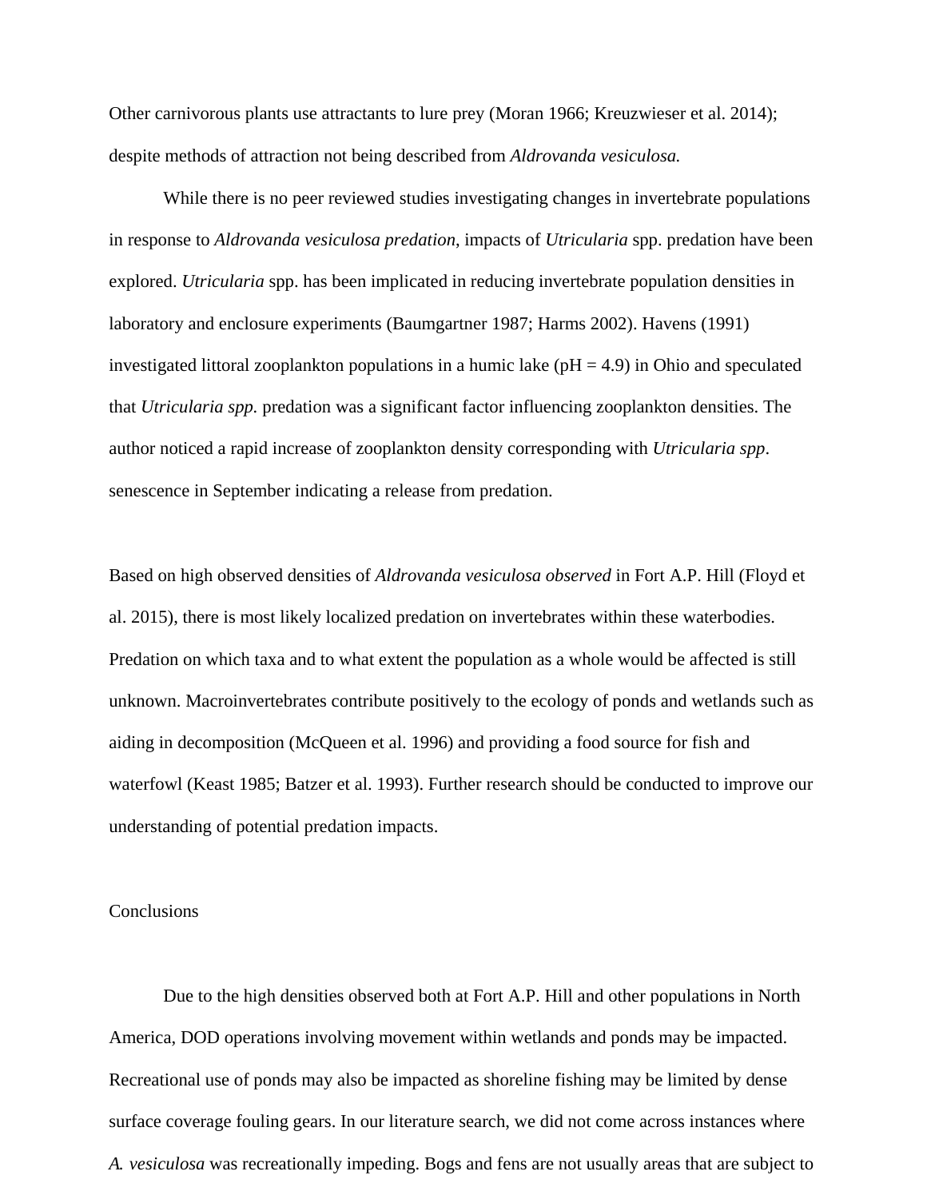Other carnivorous plants use attractants to lure prey (Moran 1966; Kreuzwieser et al. 2014); despite methods of attraction not being described from *Aldrovanda vesiculosa.*

While there is no peer reviewed studies investigating changes in invertebrate populations in response to *Aldrovanda vesiculosa predation*, impacts of *Utricularia* spp. predation have been explored. *Utricularia* spp. has been implicated in reducing invertebrate population densities in laboratory and enclosure experiments (Baumgartner 1987; Harms 2002). Havens (1991) investigated littoral zooplankton populations in a humic lake (pH = 4.9) in Ohio and speculated that *Utricularia spp.* predation was a significant factor influencing zooplankton densities. The author noticed a rapid increase of zooplankton density corresponding with *Utricularia spp*. senescence in September indicating a release from predation.

Based on high observed densities of *Aldrovanda vesiculosa observed* in Fort A.P. Hill (Floyd et al. 2015), there is most likely localized predation on invertebrates within these waterbodies. Predation on which taxa and to what extent the population as a whole would be affected is still unknown. Macroinvertebrates contribute positively to the ecology of ponds and wetlands such as aiding in decomposition (McQueen et al. 1996) and providing a food source for fish and waterfowl (Keast 1985; Batzer et al. 1993). Further research should be conducted to improve our understanding of potential predation impacts.

## Conclusions

Due to the high densities observed both at Fort A.P. Hill and other populations in North America, DOD operations involving movement within wetlands and ponds may be impacted. Recreational use of ponds may also be impacted as shoreline fishing may be limited by dense surface coverage fouling gears. In our literature search, we did not come across instances where *A. vesiculosa* was recreationally impeding. Bogs and fens are not usually areas that are subject to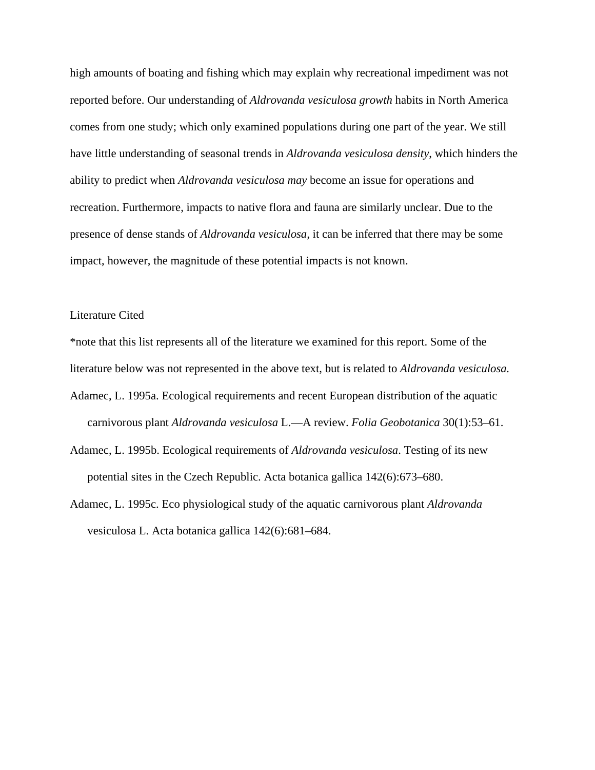high amounts of boating and fishing which may explain why recreational impediment was not reported before. Our understanding of *Aldrovanda vesiculosa growth* habits in North America comes from one study; which only examined populations during one part of the year. We still have little understanding of seasonal trends in *Aldrovanda vesiculosa density*, which hinders the ability to predict when *Aldrovanda vesiculosa may* become an issue for operations and recreation. Furthermore, impacts to native flora and fauna are similarly unclear. Due to the presence of dense stands of *Aldrovanda vesiculosa*, it can be inferred that there may be some impact, however, the magnitude of these potential impacts is not known.

## Literature Cited

*note that this list represents all of the literature we examined for this report. Some of the literature below was not represented in the above text, but is related to *Aldrovanda vesiculosa.*

Adamec, L. 1995a. Ecological requirements and recent European distribution of the aquatic carnivorous plant *Aldrovanda vesiculosa* L.—A review. *Folia Geobotanica* 30(1):53–61.

Adamec, L. 1995b. Ecological requirements of *Aldrovanda vesiculosa*. Testing of its new potential sites in the Czech Republic. Acta botanica gallica 142(6):673–680.

Adamec, L. 1995c. Eco physiological study of the aquatic carnivorous plant *Aldrovanda* vesiculosa L. Acta botanica gallica 142(6):681–684.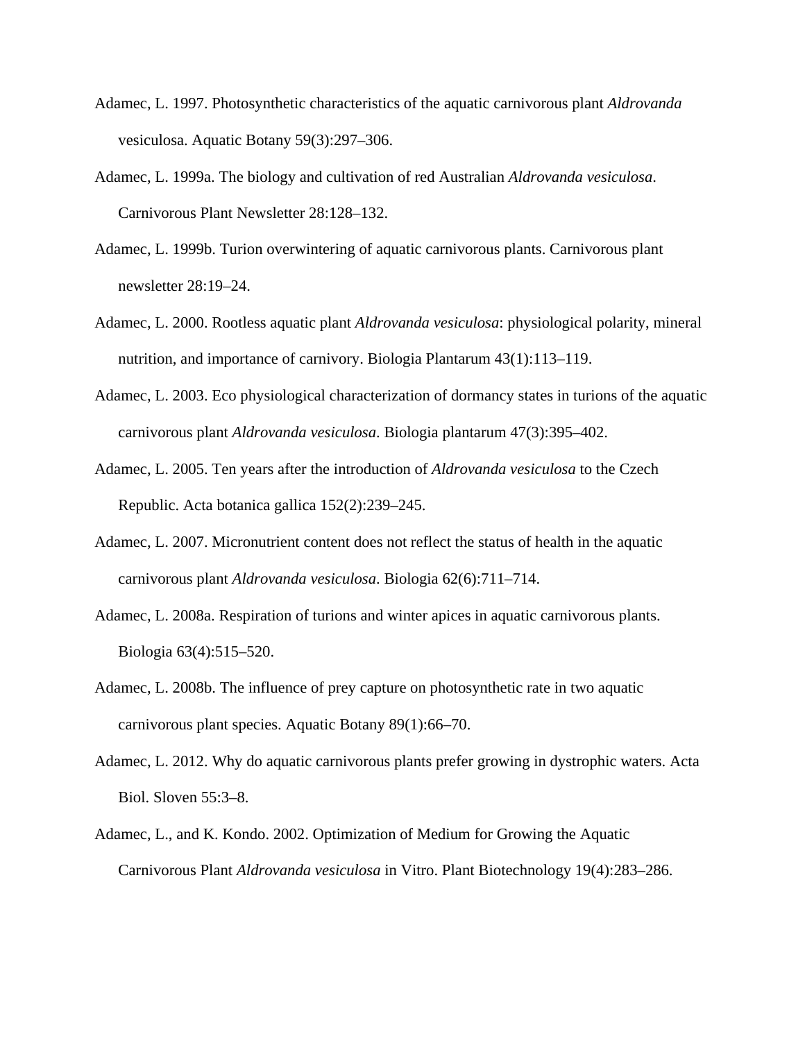Adamec, L. 1997. Photosynthetic characteristics of the aquatic carnivorous plant *Aldrovanda* vesiculosa. Aquatic Botany 59(3):297–306.

Adamec, L. 1999a. The biology and cultivation of red Australian *Aldrovanda vesiculosa*. Carnivorous Plant Newsletter 28:128–132.

Adamec, L. 1999b. Turion overwintering of aquatic carnivorous plants. Carnivorous plant newsletter 28:19–24.

Adamec, L. 2000. Rootless aquatic plant *Aldrovanda vesiculosa*: physiological polarity, mineral nutrition, and importance of carnivory. Biologia Plantarum 43(1):113–119.

Adamec, L. 2003. Eco physiological characterization of dormancy states in turions of the aquatic carnivorous plant *Aldrovanda vesiculosa*. Biologia plantarum 47(3):395–402.

Adamec, L. 2005. Ten years after the introduction of *Aldrovanda vesiculosa* to the Czech Republic. Acta botanica gallica 152(2):239–245.

Adamec, L. 2007. Micronutrient content does not reflect the status of health in the aquatic carnivorous plant *Aldrovanda vesiculosa*. Biologia 62(6):711–714.

Adamec, L. 2008a. Respiration of turions and winter apices in aquatic carnivorous plants. Biologia 63(4):515–520.

Adamec, L. 2008b. The influence of prey capture on photosynthetic rate in two aquatic carnivorous plant species. Aquatic Botany 89(1):66–70.

Adamec, L. 2012. Why do aquatic carnivorous plants prefer growing in dystrophic waters. Acta Biol. Sloven 55:3–8.

Adamec, L., and K. Kondo. 2002. Optimization of Medium for Growing the Aquatic Carnivorous Plant *Aldrovanda vesiculosa* in Vitro. Plant Biotechnology 19(4):283–286.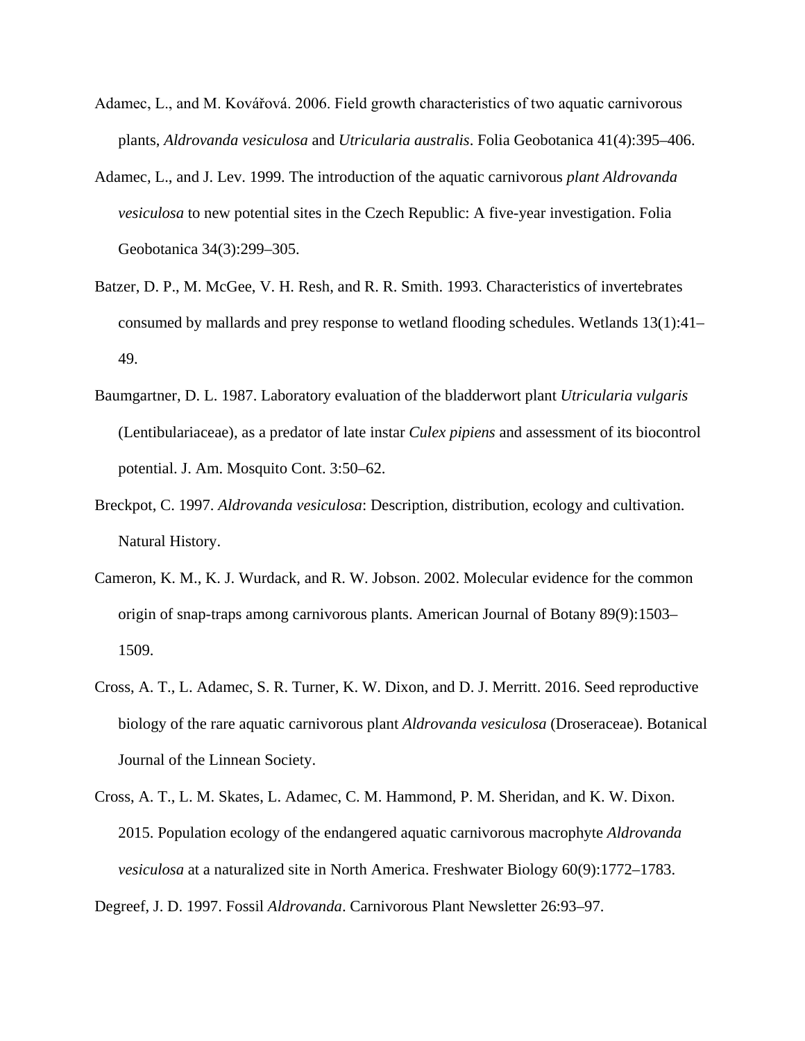Adamec, L., and M. Kovářová. 2006. Field growth characteristics of two aquatic carnivorous plants, *Aldrovanda vesiculosa* and *Utricularia australis*. Folia Geobotanica 41(4):395–406.

Adamec, L., and J. Lev. 1999. The introduction of the aquatic carnivorous *plant Aldrovanda vesiculosa* to new potential sites in the Czech Republic: A five-year investigation. Folia Geobotanica 34(3):299–305.

Batzer, D. P., M. McGee, V. H. Resh, and R. R. Smith. 1993. Characteristics of invertebrates consumed by mallards and prey response to wetland flooding schedules. Wetlands 13(1):41–49.

Baumgartner, D. L. 1987. Laboratory evaluation of the bladderwort plant *Utricularia vulgaris* (Lentibulariaceae), as a predator of late instar *Culex pipiens* and assessment of its biocontrol potential. J. Am. Mosquito Cont. 3:50–62.

Breckpot, C. 1997. *Aldrovanda vesiculosa*: Description, distribution, ecology and cultivation. Natural History.

Cameron, K. M., K. J. Wurdack, and R. W. Jobson. 2002. Molecular evidence for the common origin of snap-traps among carnivorous plants. American Journal of Botany 89(9):1503–1509.

Cross, A. T., L. Adamec, S. R. Turner, K. W. Dixon, and D. J. Merritt. 2016. Seed reproductive biology of the rare aquatic carnivorous plant *Aldrovanda vesiculosa* (Droseraceae). Botanical Journal of the Linnean Society.

Cross, A. T., L. M. Skates, L. Adamec, C. M. Hammond, P. M. Sheridan, and K. W. Dixon. 2015. Population ecology of the endangered aquatic carnivorous macrophyte *Aldrovanda vesiculosa* at a naturalized site in North America. Freshwater Biology 60(9):1772–1783.

Degreef, J. D. 1997. Fossil *Aldrovanda*. Carnivorous Plant Newsletter 26:93–97.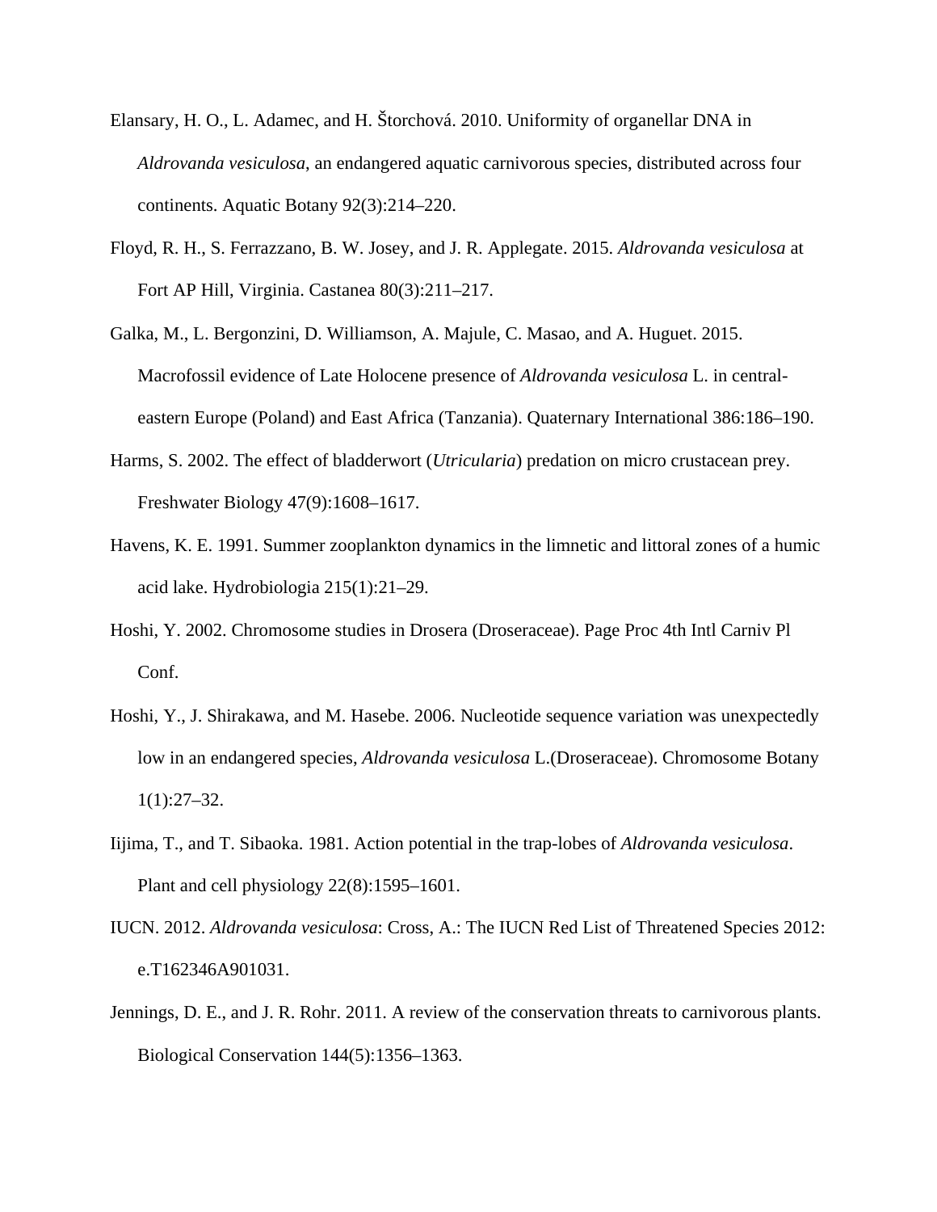Elansary, H. O., L. Adamec, and H. Štorchová. 2010. Uniformity of organellar DNA in *Aldrovanda vesiculosa*, an endangered aquatic carnivorous species, distributed across four continents. Aquatic Botany 92(3):214–220.

Floyd, R. H., S. Ferrazzano, B. W. Josey, and J. R. Applegate. 2015. *Aldrovanda vesiculosa* at Fort AP Hill, Virginia. Castanea 80(3):211–217.

Galka, M., L. Bergonzini, D. Williamson, A. Majule, C. Masao, and A. Huguet. 2015. Macrofossil evidence of Late Holocene presence of *Aldrovanda vesiculosa* L. in central-eastern Europe (Poland) and East Africa (Tanzania). Quaternary International 386:186–190.

Harms, S. 2002. The effect of bladderwort (*Utricularia*) predation on micro crustacean prey. Freshwater Biology 47(9):1608–1617.

Havens, K. E. 1991. Summer zooplankton dynamics in the limnetic and littoral zones of a humic acid lake. Hydrobiologia 215(1):21–29.

Hoshi, Y. 2002. Chromosome studies in Drosera (Droseraceae). Page Proc 4th Intl Carniv Pl Conf.

Hoshi, Y., J. Shirakawa, and M. Hasebe. 2006. Nucleotide sequence variation was unexpectedly low in an endangered species, *Aldrovanda vesiculosa* L.(Droseraceae). Chromosome Botany 1(1):27–32.

Iijima, T., and T. Sibaoka. 1981. Action potential in the trap-lobes of *Aldrovanda vesiculosa*. Plant and cell physiology 22(8):1595–1601.

IUCN. 2012. *Aldrovanda vesiculosa*: Cross, A.: The IUCN Red List of Threatened Species 2012: e.T162346A901031.

Jennings, D. E., and J. R. Rohr. 2011. A review of the conservation threats to carnivorous plants. Biological Conservation 144(5):1356–1363.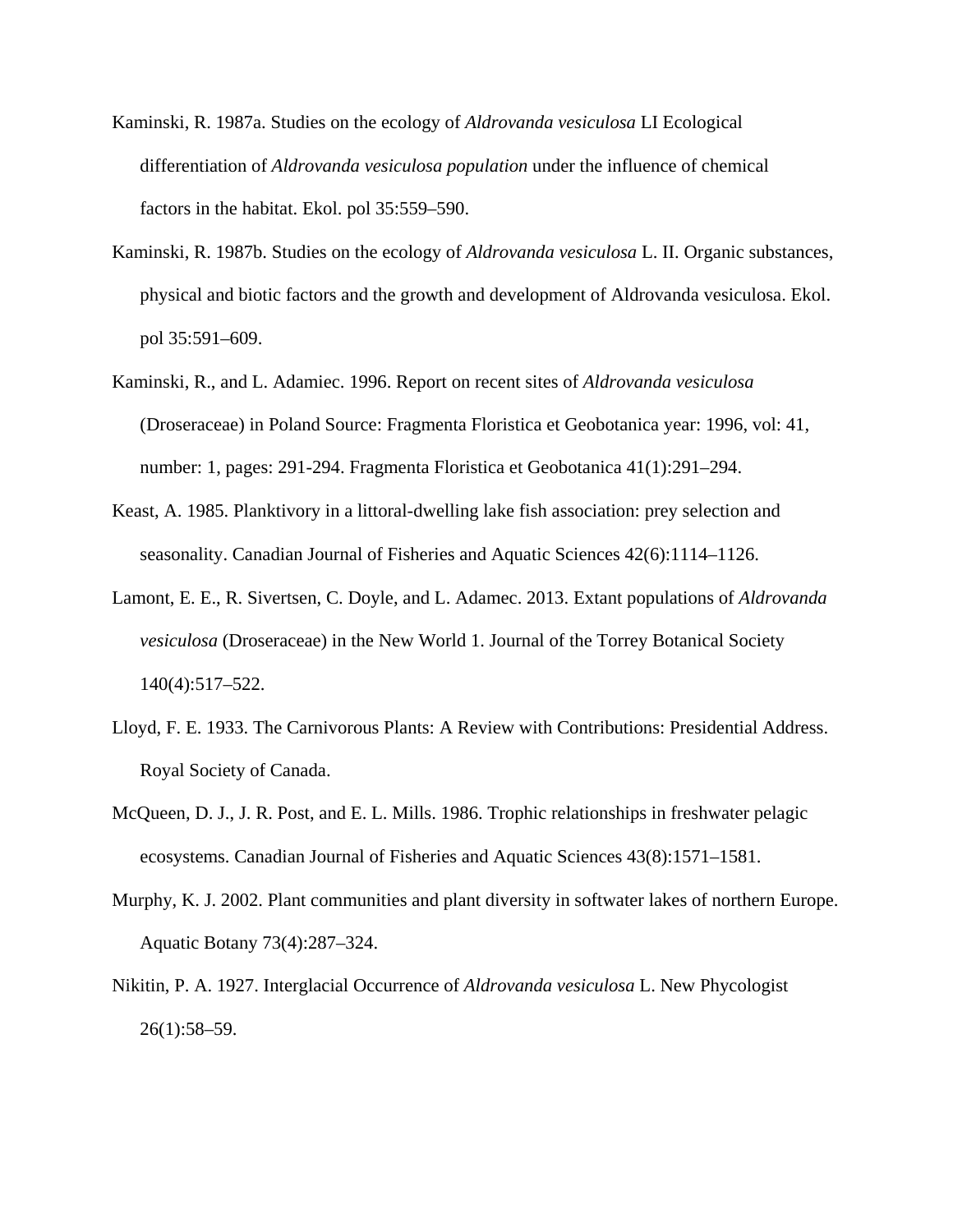Kaminski, R. 1987a. Studies on the ecology of *Aldrovanda vesiculosa* LI Ecological differentiation of *Aldrovanda vesiculosa population* under the influence of chemical factors in the habitat. Ekol. pol 35:559–590.

Kaminski, R. 1987b. Studies on the ecology of *Aldrovanda vesiculosa* L. II. Organic substances, physical and biotic factors and the growth and development of Aldrovanda vesiculosa. Ekol. pol 35:591–609.

Kaminski, R., and L. Adamiec. 1996. Report on recent sites of *Aldrovanda vesiculosa* (Droseraceae) in Poland Source: Fragmenta Floristica et Geobotanica year: 1996, vol: 41, number: 1, pages: 291-294. Fragmenta Floristica et Geobotanica 41(1):291–294.

Keast, A. 1985. Planktivory in a littoral-dwelling lake fish association: prey selection and seasonality. Canadian Journal of Fisheries and Aquatic Sciences 42(6):1114–1126.

Lamont, E. E., R. Sivertsen, C. Doyle, and L. Adamec. 2013. Extant populations of *Aldrovanda vesiculosa* (Droseraceae) in the New World 1. Journal of the Torrey Botanical Society 140(4):517–522.

Lloyd, F. E. 1933. The Carnivorous Plants: A Review with Contributions: Presidential Address. Royal Society of Canada.

McQueen, D. J., J. R. Post, and E. L. Mills. 1986. Trophic relationships in freshwater pelagic ecosystems. Canadian Journal of Fisheries and Aquatic Sciences 43(8):1571–1581.

Murphy, K. J. 2002. Plant communities and plant diversity in softwater lakes of northern Europe. Aquatic Botany 73(4):287–324.

Nikitin, P. A. 1927. Interglacial Occurrence of *Aldrovanda vesiculosa* L. New Phycologist 26(1):58–59.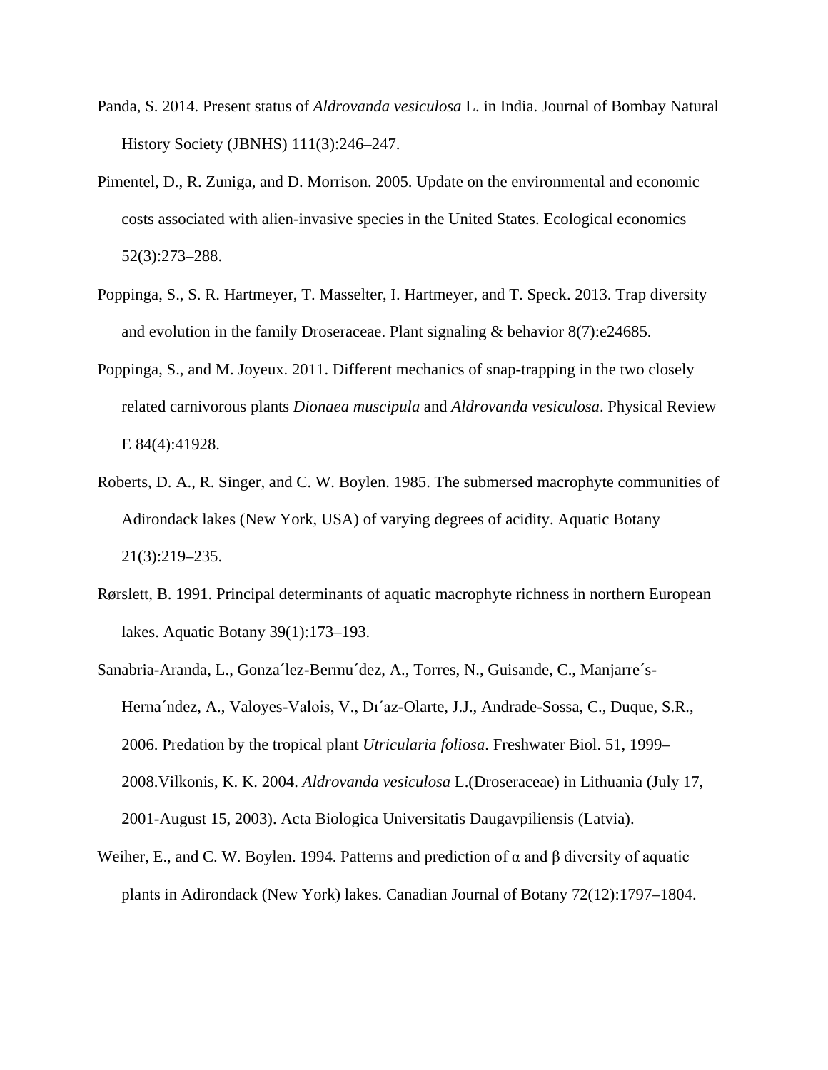Panda, S. 2014. Present status of *Aldrovanda vesiculosa* L. in India. Journal of Bombay Natural History Society (JBNHS) 111(3):246–247.

Pimentel, D., R. Zuniga, and D. Morrison. 2005. Update on the environmental and economic costs associated with alien-invasive species in the United States. Ecological economics 52(3):273–288.

Poppinga, S., S. R. Hartmeyer, T. Masselter, I. Hartmeyer, and T. Speck. 2013. Trap diversity and evolution in the family Droseraceae. Plant signaling & behavior 8(7):e24685.

Poppinga, S., and M. Joyeux. 2011. Different mechanics of snap-trapping in the two closely related carnivorous plants *Dionaea muscipula* and *Aldrovanda vesiculosa*. Physical Review E 84(4):41928.

Roberts, D. A., R. Singer, and C. W. Boylen. 1985. The submersed macrophyte communities of Adirondack lakes (New York, USA) of varying degrees of acidity. Aquatic Botany 21(3):219–235.

Rørslett, B. 1991. Principal determinants of aquatic macrophyte richness in northern European lakes. Aquatic Botany 39(1):173–193.

Sanabria-Aranda, L., Gonza´lez-Bermu´dez, A., Torres, N., Guisande, C., Manjarre´s-Herna´ndez, A., Valoyes-Valois, V., Dı´az-Olarte, J.J., Andrade-Sossa, C., Duque, S.R., 2006. Predation by the tropical plant *Utricularia foliosa*. Freshwater Biol. 51, 1999–2008.Vilkonis, K. K. 2004. *Aldrovanda vesiculosa* L.(Droseraceae) in Lithuania (July 17, 2001-August 15, 2003). Acta Biologica Universitatis Daugavpiliensis (Latvia).

Weiher, E., and C. W. Boylen. 1994. Patterns and prediction of α and β diversity of aquatic plants in Adirondack (New York) lakes. Canadian Journal of Botany 72(12):1797–1804.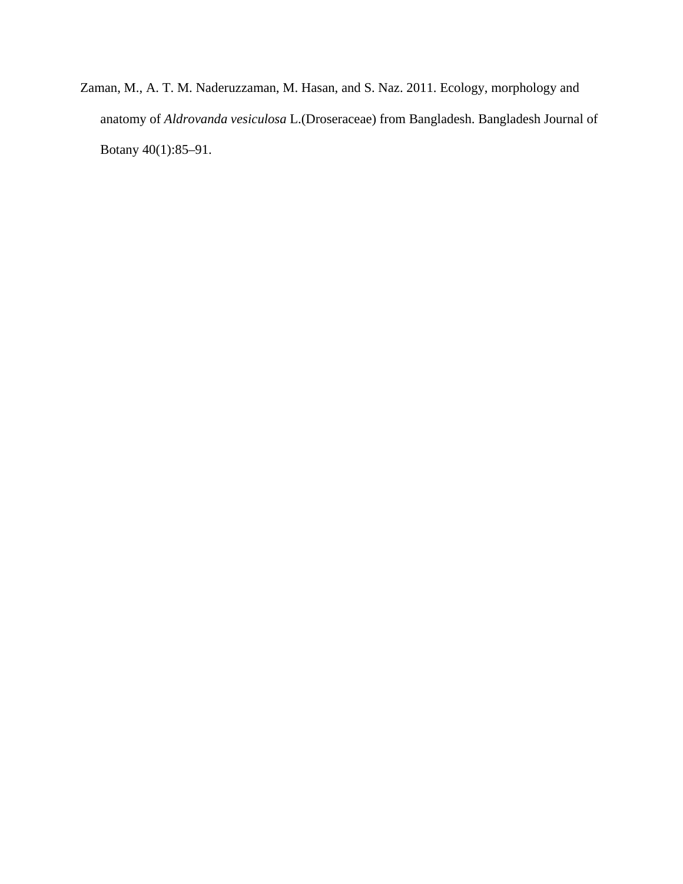Zaman, M., A. T. M. Naderuzzaman, M. Hasan, and S. Naz. 2011. Ecology, morphology and anatomy of *Aldrovanda vesiculosa* L.(Droseraceae) from Bangladesh. Bangladesh Journal of Botany 40(1):85–91.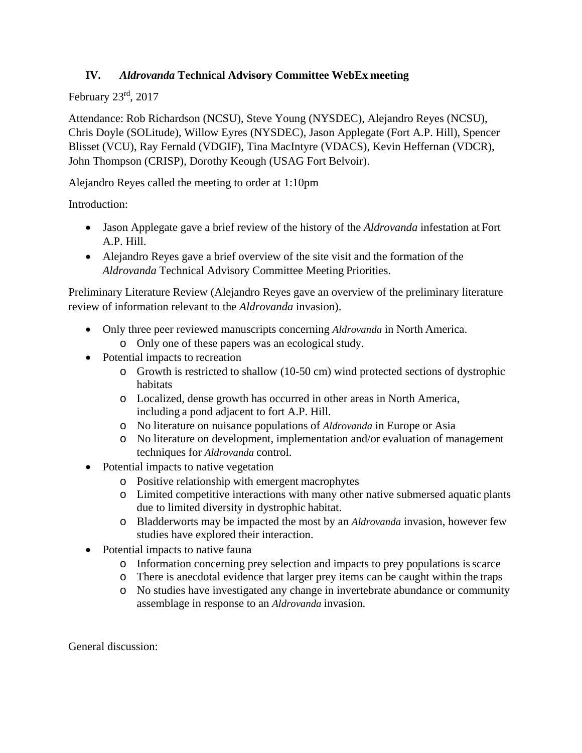## IV. *Aldrovanda* Technical Advisory Committee WebEx meeting

February 23rd, 2017

Attendance: Rob Richardson (NCSU), Steve Young (NYSDEC), Alejandro Reyes (NCSU), Chris Doyle (SOLitude), Willow Eyres (NYSDEC), Jason Applegate (Fort A.P. Hill), Spencer Blisset (VCU), Ray Fernald (VDGIF), Tina MacIntyre (VDACS), Kevin Heffernan (VDCR), John Thompson (CRISP), Dorothy Keough (USAG Fort Belvoir).

Alejandro Reyes called the meeting to order at 1:10pm

Introduction:

- Jason Applegate gave a brief review of the history of the *Aldrovanda* infestation at Fort A.P. Hill.
- Alejandro Reyes gave a brief overview of the site visit and the formation of the *Aldrovanda* Technical Advisory Committee Meeting Priorities.

Preliminary Literature Review (Alejandro Reyes gave an overview of the preliminary literature review of information relevant to the *Aldrovanda* invasion).

- Only three peer reviewed manuscripts concerning *Aldrovanda* in North America.
  - Only one of these papers was an ecological study.
- Potential impacts to recreation
  - Growth is restricted to shallow (10-50 cm) wind protected sections of dystrophic habitats
  - Localized, dense growth has occurred in other areas in North America, including a pond adjacent to fort A.P. Hill.
  - No literature on nuisance populations of *Aldrovanda* in Europe or Asia
  - No literature on development, implementation and/or evaluation of management techniques for *Aldrovanda* control.
- Potential impacts to native vegetation
  - Positive relationship with emergent macrophytes
  - Limited competitive interactions with many other native submersed aquatic plants due to limited diversity in dystrophic habitat.
  - Bladderworts may be impacted the most by an *Aldrovanda* invasion, however few studies have explored their interaction.
- Potential impacts to native fauna
  - Information concerning prey selection and impacts to prey populations is scarce
  - There is anecdotal evidence that larger prey items can be caught within the traps
  - No studies have investigated any change in invertebrate abundance or community assemblage in response to an *Aldrovanda* invasion.

General discussion: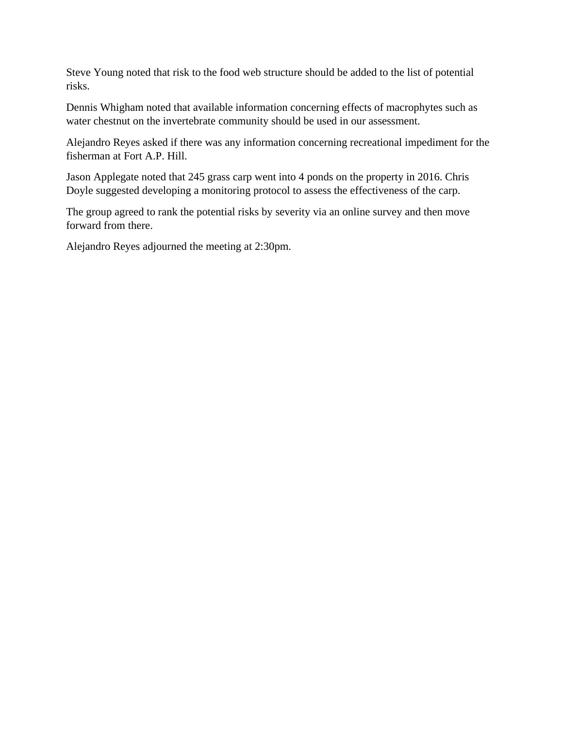Steve Young noted that risk to the food web structure should be added to the list of potential risks.

Dennis Whigham noted that available information concerning effects of macrophytes such as water chestnut on the invertebrate community should be used in our assessment.

Alejandro Reyes asked if there was any information concerning recreational impediment for the fisherman at Fort A.P. Hill.

Jason Applegate noted that 245 grass carp went into 4 ponds on the property in 2016. Chris Doyle suggested developing a monitoring protocol to assess the effectiveness of the carp.

The group agreed to rank the potential risks by severity via an online survey and then move forward from there.

Alejandro Reyes adjourned the meeting at 2:30pm.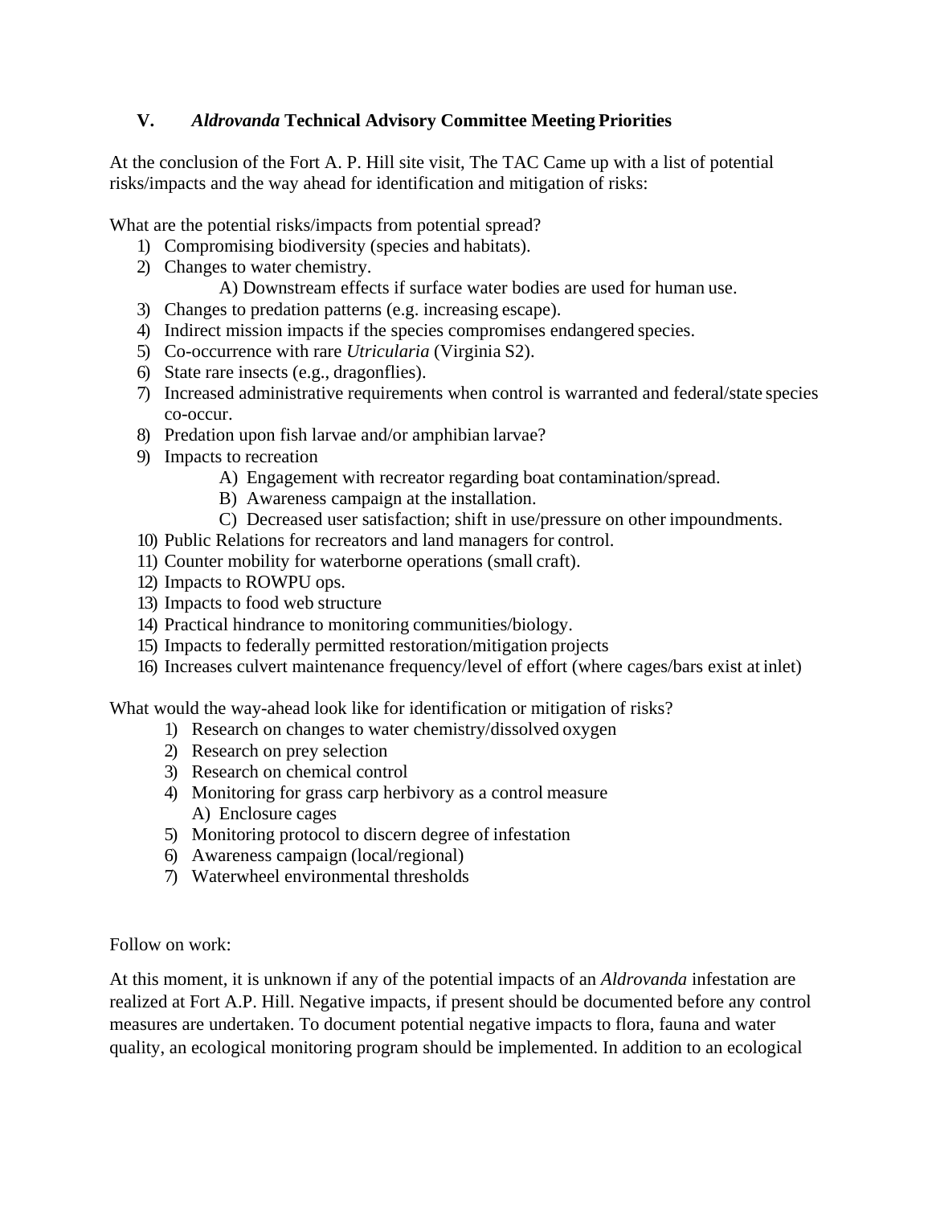## V. *Aldrovanda* Technical Advisory Committee Meeting Priorities

At the conclusion of the Fort A. P. Hill site visit, The TAC Came up with a list of potential risks/impacts and the way ahead for identification and mitigation of risks:

What are the potential risks/impacts from potential spread?

1) Compromising biodiversity (species and habitats).
2) Changes to water chemistry.
    A) Downstream effects if surface water bodies are used for human use.
3) Changes to predation patterns (e.g. increasing escape).
4) Indirect mission impacts if the species compromises endangered species.
5) Co-occurrence with rare *Utricularia* (Virginia S2).
6) State rare insects (e.g., dragonflies).
7) Increased administrative requirements when control is warranted and federal/state species co-occur.
8) Predation upon fish larvae and/or amphibian larvae?
9) Impacts to recreation
    A) Engagement with recreator regarding boat contamination/spread.
    B) Awareness campaign at the installation.
    C) Decreased user satisfaction; shift in use/pressure on other impoundments.
10) Public Relations for recreators and land managers for control.
11) Counter mobility for waterborne operations (small craft).
12) Impacts to ROWPU ops.
13) Impacts to food web structure
14) Practical hindrance to monitoring communities/biology.
15) Impacts to federally permitted restoration/mitigation projects
16) Increases culvert maintenance frequency/level of effort (where cages/bars exist at inlet)

What would the way-ahead look like for identification or mitigation of risks?

1) Research on changes to water chemistry/dissolved oxygen
2) Research on prey selection
3) Research on chemical control
4) Monitoring for grass carp herbivory as a control measure
    A) Enclosure cages
5) Monitoring protocol to discern degree of infestation
6) Awareness campaign (local/regional)
7) Waterwheel environmental thresholds

Follow on work:

At this moment, it is unknown if any of the potential impacts of an *Aldrovanda* infestation are realized at Fort A.P. Hill. Negative impacts, if present should be documented before any control measures are undertaken. To document potential negative impacts to flora, fauna and water quality, an ecological monitoring program should be implemented. In addition to an ecological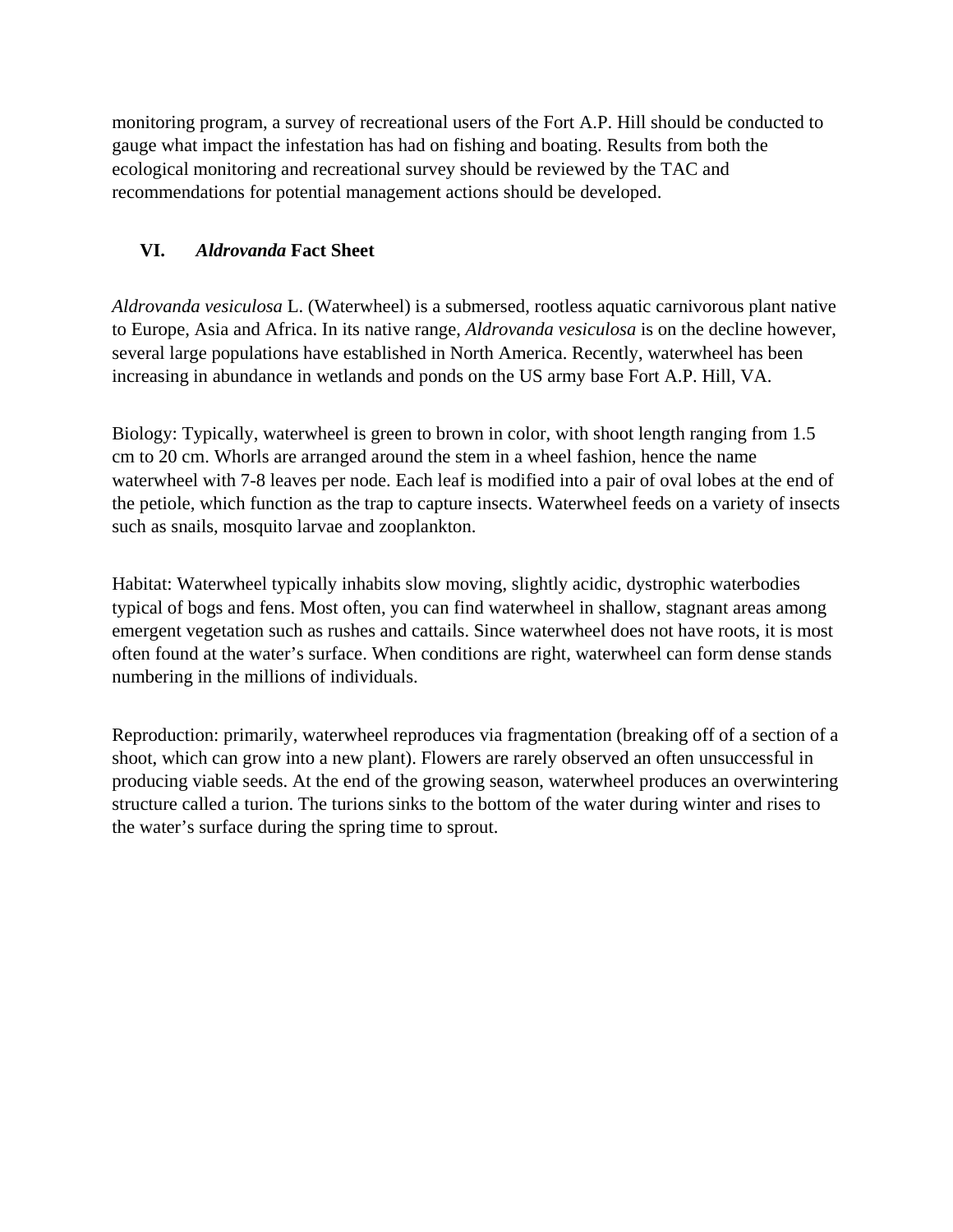monitoring program, a survey of recreational users of the Fort A.P. Hill should be conducted to gauge what impact the infestation has had on fishing and boating. Results from both the ecological monitoring and recreational survey should be reviewed by the TAC and recommendations for potential management actions should be developed.

## VI. *Aldrovanda* Fact Sheet

*Aldrovanda vesiculosa* L. (Waterwheel) is a submersed, rootless aquatic carnivorous plant native to Europe, Asia and Africa. In its native range, *Aldrovanda vesiculosa* is on the decline however, several large populations have established in North America. Recently, waterwheel has been increasing in abundance in wetlands and ponds on the US army base Fort A.P. Hill, VA.

Biology: Typically, waterwheel is green to brown in color, with shoot length ranging from 1.5 cm to 20 cm. Whorls are arranged around the stem in a wheel fashion, hence the name waterwheel with 7-8 leaves per node. Each leaf is modified into a pair of oval lobes at the end of the petiole, which function as the trap to capture insects. Waterwheel feeds on a variety of insects such as snails, mosquito larvae and zooplankton.

Habitat: Waterwheel typically inhabits slow moving, slightly acidic, dystrophic waterbodies typical of bogs and fens. Most often, you can find waterwheel in shallow, stagnant areas among emergent vegetation such as rushes and cattails. Since waterwheel does not have roots, it is most often found at the water's surface. When conditions are right, waterwheel can form dense stands numbering in the millions of individuals.

Reproduction: primarily, waterwheel reproduces via fragmentation (breaking off of a section of a shoot, which can grow into a new plant). Flowers are rarely observed an often unsuccessful in producing viable seeds. At the end of the growing season, waterwheel produces an overwintering structure called a turion. The turions sinks to the bottom of the water during winter and rises to the water's surface during the spring time to sprout.